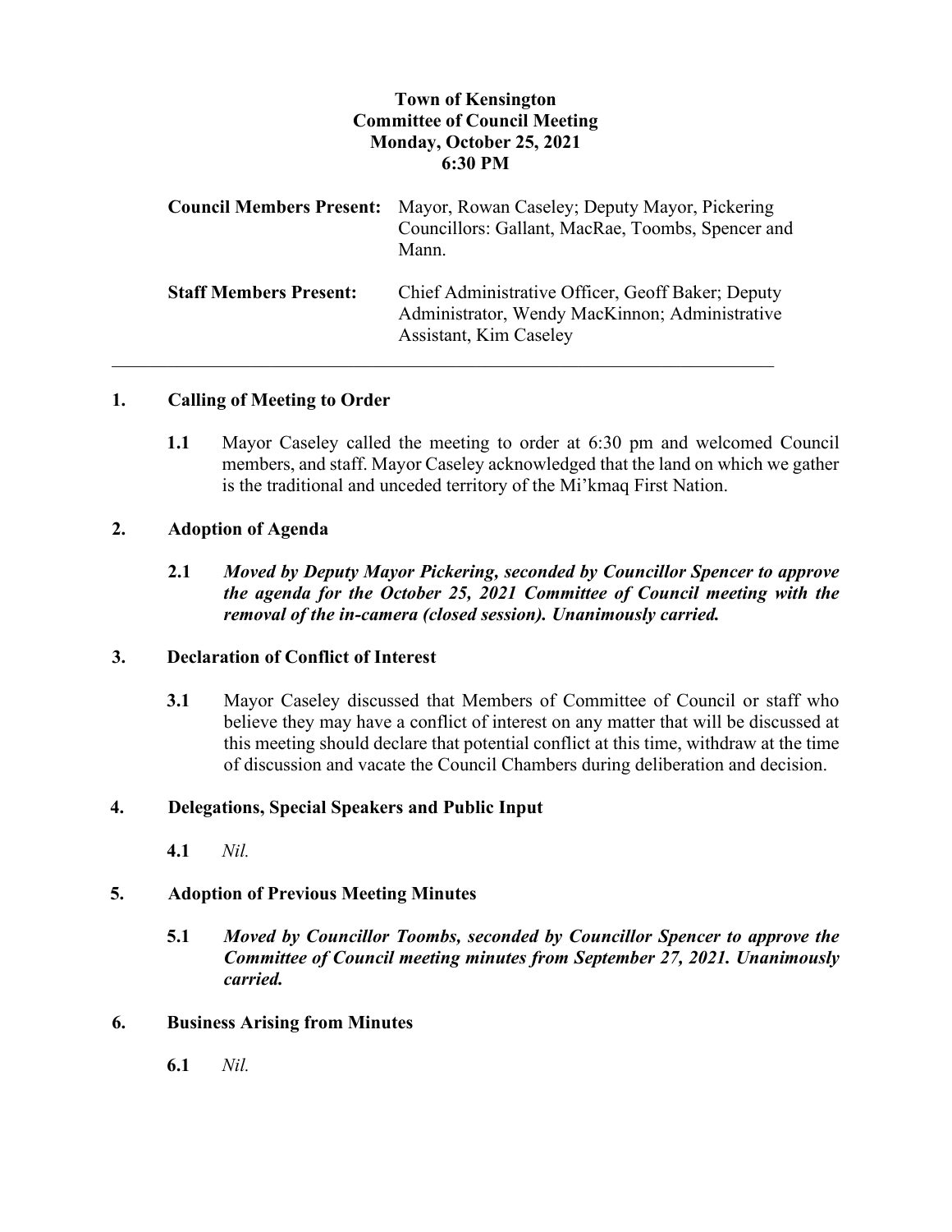**Town of Kensington**
**Committee of Council Meeting**
**Monday, October 25, 2021**
**6:30 PM**

| | |
|---|---|
| **Council Members Present:** | Mayor, Rowan Caseley; Deputy Mayor, Pickering Councillors: Gallant, MacRae, Toombs, Spencer and Mann. |
| **Staff Members Present:** | Chief Administrative Officer, Geoff Baker; Deputy Administrator, Wendy MacKinnon; Administrative Assistant, Kim Caseley |

---

## 1. Calling of Meeting to Order

**1.1** Mayor Caseley called the meeting to order at 6:30 pm and welcomed Council members, and staff. Mayor Caseley acknowledged that the land on which we gather is the traditional and unceded territory of the Mi'kmaq First Nation.

## 2. Adoption of Agenda

**2.1** ***Moved by Deputy Mayor Pickering, seconded by Councillor Spencer to approve the agenda for the October 25, 2021 Committee of Council meeting with the removal of the in-camera (closed session). Unanimously carried.***

## 3. Declaration of Conflict of Interest

**3.1** Mayor Caseley discussed that Members of Committee of Council or staff who believe they may have a conflict of interest on any matter that will be discussed at this meeting should declare that potential conflict at this time, withdraw at the time of discussion and vacate the Council Chambers during deliberation and decision.

## 4. Delegations, Special Speakers and Public Input

**4.1** *Nil.*

## 5. Adoption of Previous Meeting Minutes

**5.1** ***Moved by Councillor Toombs, seconded by Councillor Spencer to approve the Committee of Council meeting minutes from September 27, 2021. Unanimously carried.***

## 6. Business Arising from Minutes

**6.1** *Nil.*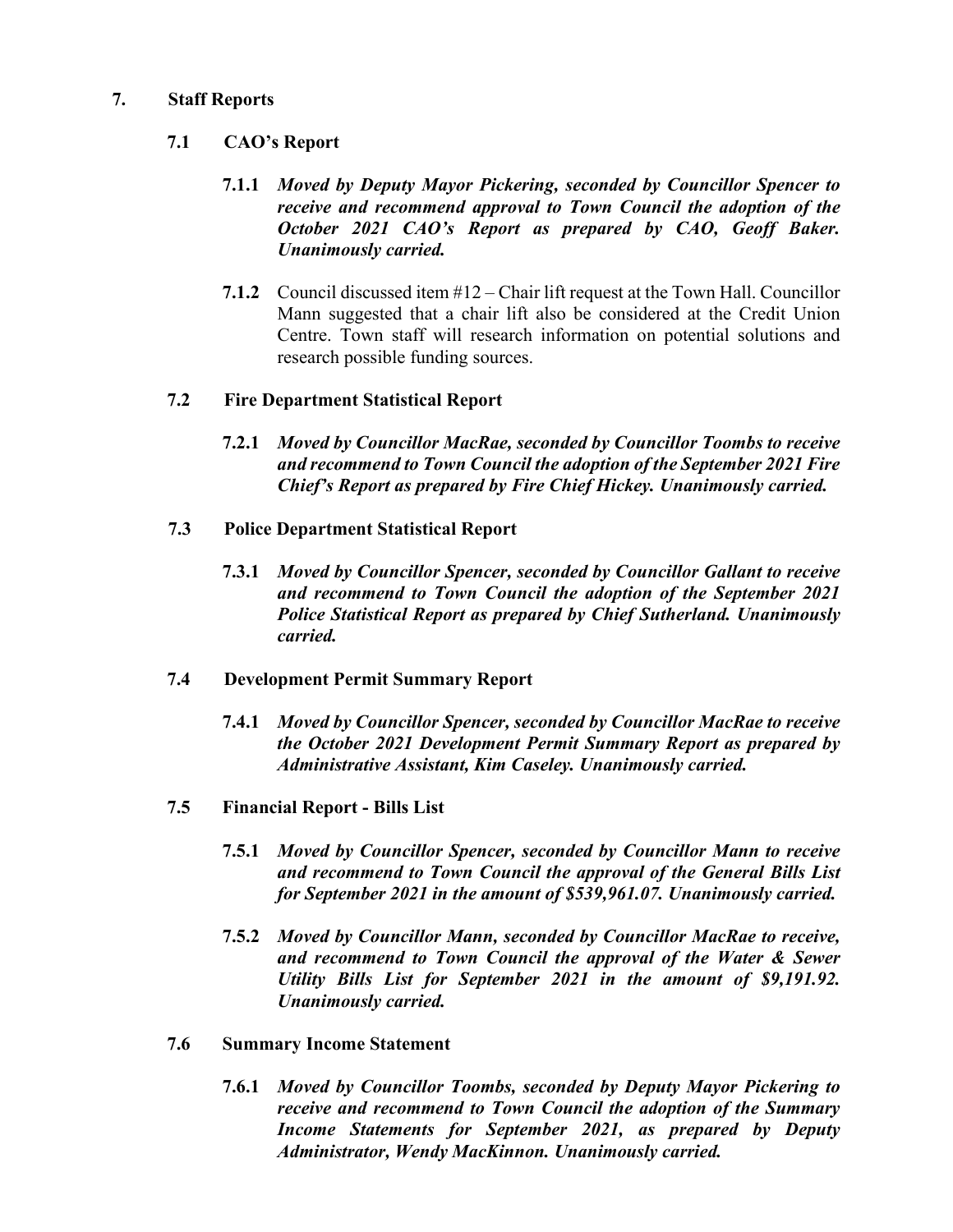## 7. Staff Reports

### 7.1 CAO's Report

**7.1.1** ***Moved by Deputy Mayor Pickering, seconded by Councillor Spencer to receive and recommend approval to Town Council the adoption of the October 2021 CAO's Report as prepared by CAO, Geoff Baker. Unanimously carried.***

**7.1.2** Council discussed item #12 – Chair lift request at the Town Hall. Councillor Mann suggested that a chair lift also be considered at the Credit Union Centre. Town staff will research information on potential solutions and research possible funding sources.

### 7.2 Fire Department Statistical Report

**7.2.1** ***Moved by Councillor MacRae, seconded by Councillor Toombs to receive and recommend to Town Council the adoption of the September 2021 Fire Chief's Report as prepared by Fire Chief Hickey. Unanimously carried.***

### 7.3 Police Department Statistical Report

**7.3.1** ***Moved by Councillor Spencer, seconded by Councillor Gallant to receive and recommend to Town Council the adoption of the September 2021 Police Statistical Report as prepared by Chief Sutherland. Unanimously carried.***

### 7.4 Development Permit Summary Report

**7.4.1** ***Moved by Councillor Spencer, seconded by Councillor MacRae to receive the October 2021 Development Permit Summary Report as prepared by Administrative Assistant, Kim Caseley. Unanimously carried.***

### 7.5 Financial Report - Bills List

**7.5.1** ***Moved by Councillor Spencer, seconded by Councillor Mann to receive and recommend to Town Council the approval of the General Bills List for September 2021 in the amount of $539,961.07. Unanimously carried.***

**7.5.2** ***Moved by Councillor Mann, seconded by Councillor MacRae to receive, and recommend to Town Council the approval of the Water & Sewer Utility Bills List for September 2021 in the amount of $9,191.92. Unanimously carried.***

### 7.6 Summary Income Statement

**7.6.1** ***Moved by Councillor Toombs, seconded by Deputy Mayor Pickering to receive and recommend to Town Council the adoption of the Summary Income Statements for September 2021, as prepared by Deputy Administrator, Wendy MacKinnon. Unanimously carried.***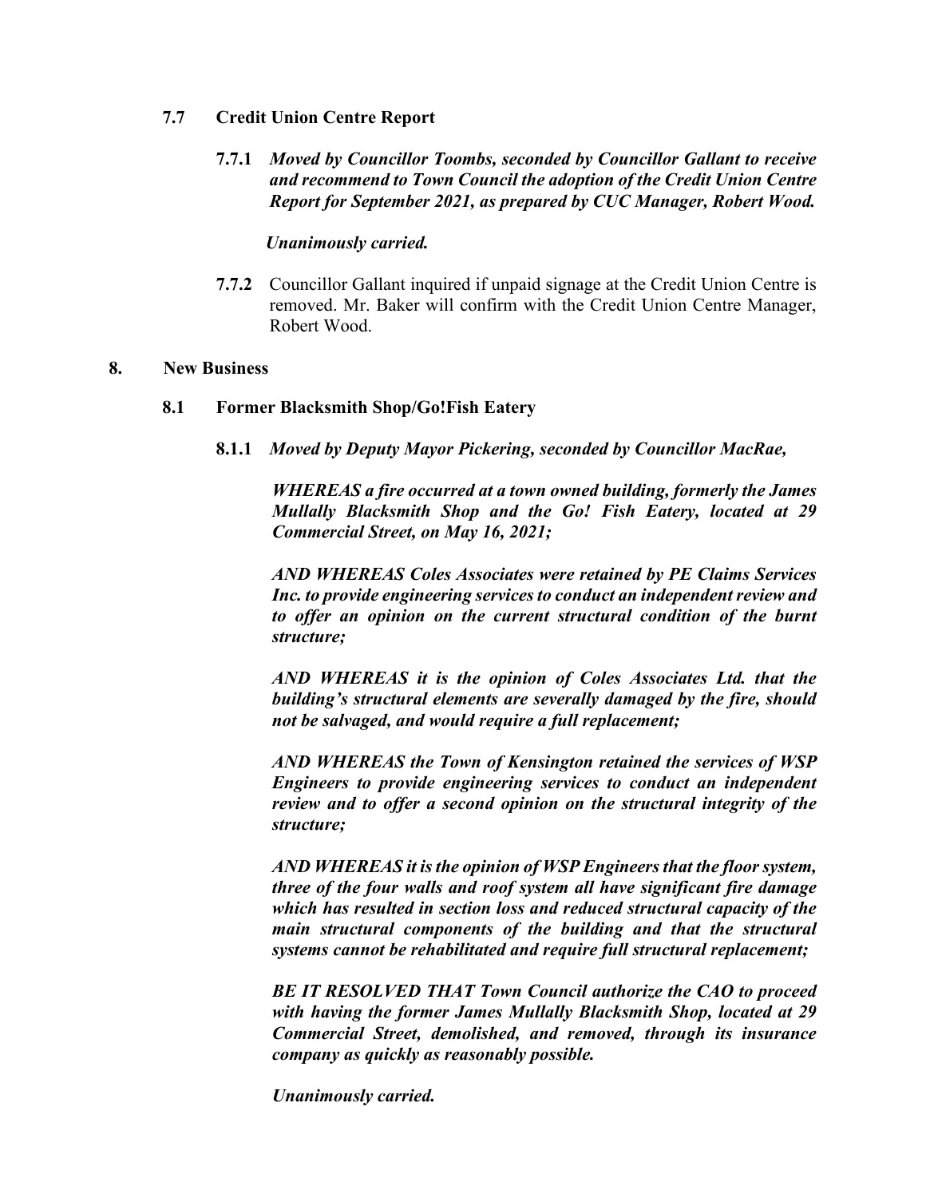### 7.7 Credit Union Centre Report

**7.7.1** ***Moved by Councillor Toombs, seconded by Councillor Gallant to receive and recommend to Town Council the adoption of the Credit Union Centre Report for September 2021, as prepared by CUC Manager, Robert Wood.***

***Unanimously carried.***

**7.7.2** Councillor Gallant inquired if unpaid signage at the Credit Union Centre is removed. Mr. Baker will confirm with the Credit Union Centre Manager, Robert Wood.

## 8. New Business

### 8.1 Former Blacksmith Shop/Go!Fish Eatery

**8.1.1** ***Moved by Deputy Mayor Pickering, seconded by Councillor MacRae,***

***WHEREAS a fire occurred at a town owned building, formerly the James Mullally Blacksmith Shop and the Go! Fish Eatery, located at 29 Commercial Street, on May 16, 2021;***

***AND WHEREAS Coles Associates were retained by PE Claims Services Inc. to provide engineering services to conduct an independent review and to offer an opinion on the current structural condition of the burnt structure;***

***AND WHEREAS it is the opinion of Coles Associates Ltd. that the building's structural elements are severally damaged by the fire, should not be salvaged, and would require a full replacement;***

***AND WHEREAS the Town of Kensington retained the services of WSP Engineers to provide engineering services to conduct an independent review and to offer a second opinion on the structural integrity of the structure;***

***AND WHEREAS it is the opinion of WSP Engineers that the floor system, three of the four walls and roof system all have significant fire damage which has resulted in section loss and reduced structural capacity of the main structural components of the building and that the structural systems cannot be rehabilitated and require full structural replacement;***

***BE IT RESOLVED THAT Town Council authorize the CAO to proceed with having the former James Mullally Blacksmith Shop, located at 29 Commercial Street, demolished, and removed, through its insurance company as quickly as reasonably possible.***

***Unanimously carried.***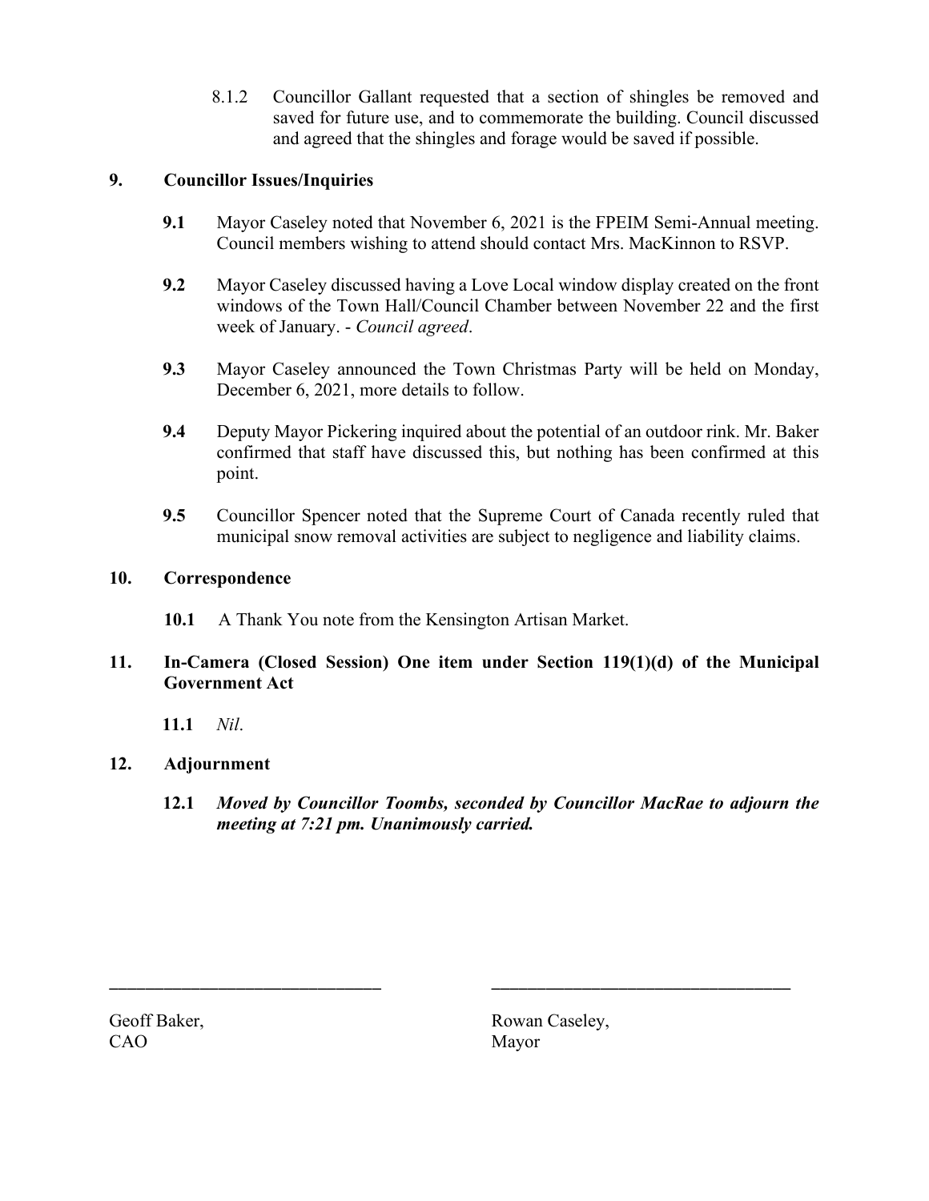8.1.2 Councillor Gallant requested that a section of shingles be removed and saved for future use, and to commemorate the building. Council discussed and agreed that the shingles and forage would be saved if possible.

## 9. Councillor Issues/Inquiries

**9.1** Mayor Caseley noted that November 6, 2021 is the FPEIM Semi-Annual meeting. Council members wishing to attend should contact Mrs. MacKinnon to RSVP.

**9.2** Mayor Caseley discussed having a Love Local window display created on the front windows of the Town Hall/Council Chamber between November 22 and the first week of January. - *Council agreed*.

**9.3** Mayor Caseley announced the Town Christmas Party will be held on Monday, December 6, 2021, more details to follow.

**9.4** Deputy Mayor Pickering inquired about the potential of an outdoor rink. Mr. Baker confirmed that staff have discussed this, but nothing has been confirmed at this point.

**9.5** Councillor Spencer noted that the Supreme Court of Canada recently ruled that municipal snow removal activities are subject to negligence and liability claims.

## 10. Correspondence

**10.1** A Thank You note from the Kensington Artisan Market.

## 11. In-Camera (Closed Session) One item under Section 119(1)(d) of the Municipal Government Act

**11.1** *Nil*.

## 12. Adjournment

**12.1** ***Moved by Councillor Toombs, seconded by Councillor MacRae to adjourn the meeting at 7:21 pm. Unanimously carried.***

\_\_\_\_\_\_\_\_\_\_\_\_\_\_\_\_\_\_\_\_\_\_\_\_\_\_\_\_\_\_

Geoff Baker,
CAO

\_\_\_\_\_\_\_\_\_\_\_\_\_\_\_\_\_\_\_\_\_\_\_\_\_\_\_\_\_\_

Rowan Caseley,
Mayor